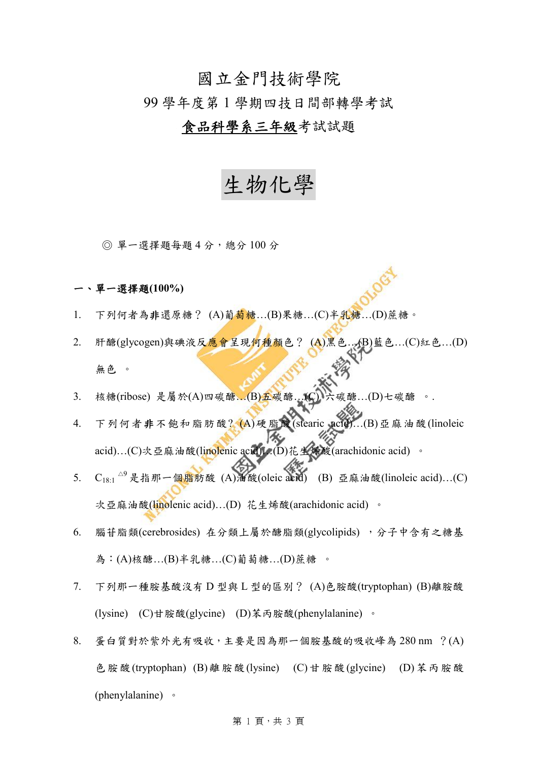# 國立金門技術學院

## 99 學年度第 1 學期四技日間部轉學考試

## 食品科學系三年級考試試題

# 生物化學

◎ 單一選擇題每題 4 分，總分 100 分

## 一、單一選擇題(100%)

1. 下列何者為**非**還原糖？ (A)葡萄糖…(B)果糖…(C)半乳糖…(D)蔗糖。
2. 肝醣(glycogen)與碘液反應會呈現何種顏色？ (A)黑色…(B)藍色…(C)紅色…(D)無色 。
3. 核糖(ribose) 是屬於(A)四碳醣…(B)五碳醣…(C) 六碳醣…(D)七碳醣 。.
4. 下列何者**非**不飽和脂肪酸？(A)硬脂酸(stearic acid)…(B)亞麻油酸(linoleic acid)…(C)次亞麻油酸(linolenic acid)…(D)花生烯酸(arachidonic acid) 。
5. $C_{18:1}$ $^{\triangle 9}$ 是指那一個脂肪酸 (A)油酸(oleic acid) (B) 亞麻油酸(linoleic acid)…(C)次亞麻油酸(linolenic acid)…(D) 花生烯酸(arachidonic acid) 。
6. 腦苷脂類(cerebrosides) 在分類上屬於醣脂類(glycolipids) ，分子中含有之糖基為：(A)核醣…(B)半乳糖…(C)葡萄糖…(D)蔗糖 。
7. 下列那一種胺基酸沒有 D 型與 L 型的區別？ (A)色胺酸(tryptophan) (B)離胺酸(lysine) (C)甘胺酸(glycine) (D)苯丙胺酸(phenylalanine) 。
8. 蛋白質對於紫外光有吸收，主要是因為那一個胺基酸的吸收峰為 280 nm ？(A)色胺酸(tryptophan) (B)離胺酸(lysine) (C)甘胺酸(glycine) (D)苯丙胺酸(phenylalanine) 。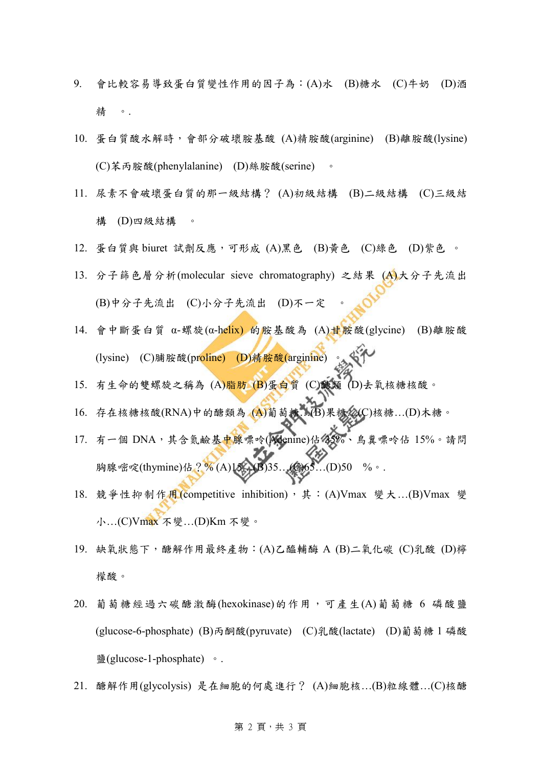9. 會比較容易導致蛋白質變性作用的因子為：(A)水　(B)糖水　(C)牛奶　(D)酒精　。.

10. 蛋白質酸水解時，會部分破壞胺基酸 (A)精胺酸(arginine)　(B)離胺酸(lysine)　(C)苯丙胺酸(phenylalanine)　(D)絲胺酸(serine)　。

11. 尿素不會破壞蛋白質的那一級結構？ (A)初級結構　(B)二級結構　(C)三級結構　(D)四級結構　。

12. 蛋白質與 biuret 試劑反應，可形成 (A)黑色　(B)黃色　(C)綠色　(D)紫色　。

13. 分子篩色層分析(molecular sieve chromatography) 之結果 (A)大分子先流出　(B)中分子先流出　(C)小分子先流出　(D)不一定　。

14. 會中斷蛋白質 α-螺旋(α-helix) 的胺基酸為 (A)甘胺酸(glycine)　(B)離胺酸(lysine)　(C)脯胺酸(proline)　(D)精胺酸(arginine)　。

15. 有生命的雙螺旋之稱為 (A)脂肪 (B)蛋白質 (C)醣類 (D)去氧核糖核酸。

16. 存在核糖核酸(RNA)中的醣類為 (A)葡萄糖…(B)果糖…(C)核糖…(D)木糖。

17. 有一個 DNA，其含氮鹼基中腺嘌呤(Adenine)佔 35%、鳥糞嘌呤佔 15%。請問胸腺嘧啶(thymine)佔？% (A)15…(B)35…(C)65…(D)50　%。.

18. 競爭性抑制作用(competitive inhibition)，其：(A)Vmax 變大…(B)Vmax 變小…(C)Vmax 不變…(D)Km 不變。

19. 缺氧狀態下，醣解作用最終產物：(A)乙醯輔酶 A (B)二氧化碳 (C)乳酸 (D)檸檬酸。

20. 葡萄糖經過六碳醣激酶(hexokinase)的作用，可產生(A)葡萄糖 6 磷酸鹽(glucose-6-phosphate) (B)丙酮酸(pyruvate)　(C)乳酸(lactate)　(D)葡萄糖 1 磷酸鹽(glucose-1-phosphate)　。.

21. 醣解作用(glycolysis) 是在細胞的何處進行？ (A)細胞核…(B)粒線體…(C)核醣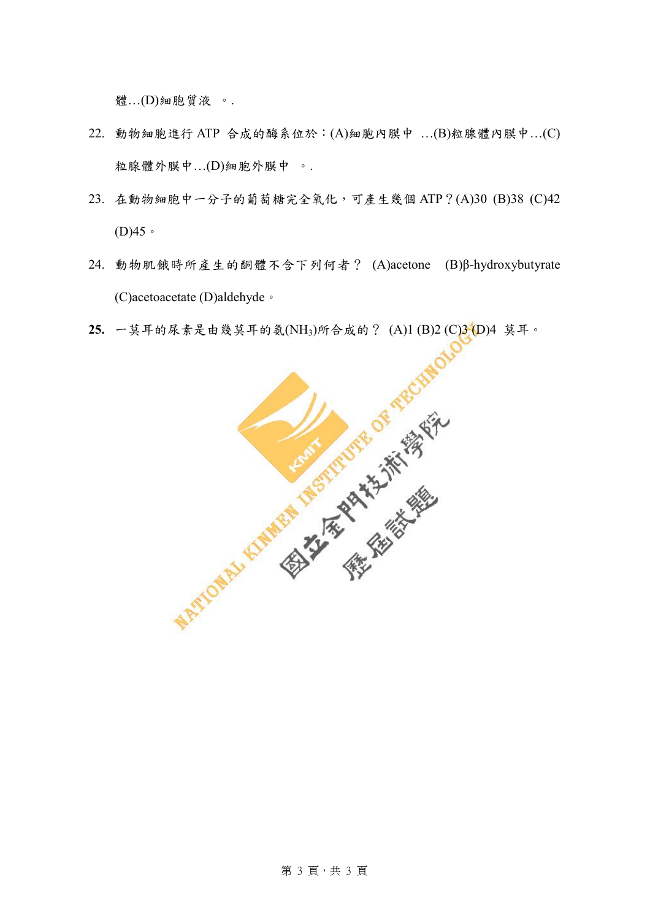體…(D)細胞質液 。.

22. 動物細胞進行 ATP 合成的酶系位於：(A)細胞內膜中 …(B)粒腺體內膜中…(C)粒腺體外膜中…(D)細胞外膜中 。.

23. 在動物細胞中一分子的葡萄糖完全氧化，可產生幾個 ATP？(A)30 (B)38 (C)42 (D)45。

24. 動物肌餓時所產生的酮體不含下列何者？ (A)acetone (B)β-hydroxybutyrate (C)acetoacetate (D)aldehyde。

**25.** 一莫耳的尿素是由幾莫耳的氨($NH_3$)所合成的？ (A)1 (B)2 (C)3 (D)4 莫耳。